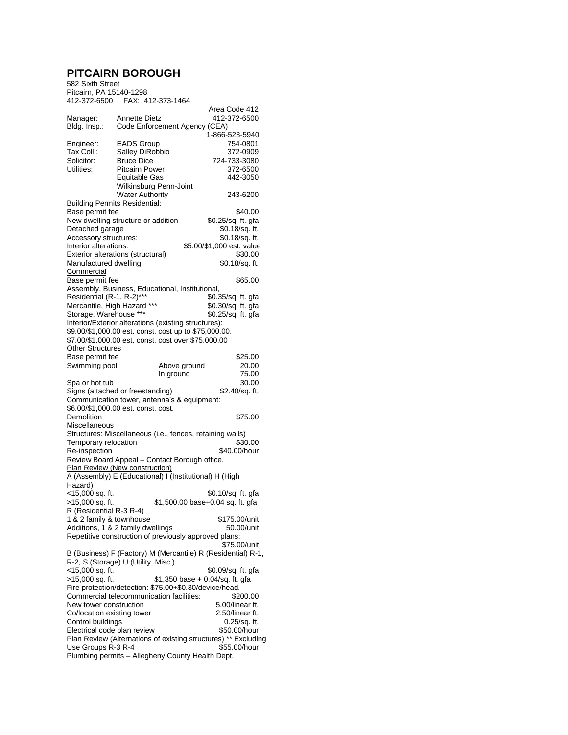# PITCAIRN BOROUGH

582 Sixth Street
Pitcairn, PA 15140-1298
412-372-6500 FAX: 412-373-1464

| | | Area Code 412 |
|---|---|---|
| Manager: | Annette Dietz | 412-372-6500 |
| Bldg. Insp.: | Code Enforcement Agency (CEA) | 1-866-523-5940 |
| Engineer: | EADS Group | 754-0801 |
| Tax Coll.: | Salley DiRobbio | 372-0909 |
| Solicitor: | Bruce Dice | 724-733-3080 |
| Utilities; | Pitcairn Power | 372-6500 |
| | Equitable Gas | 442-3050 |
| | Wilkinsburg Penn-Joint Water Authority | 243-6200 |

<u>Building Permits Residential:</u>

| | |
|---|---|
| Base permit fee | $40.00 |
| New dwelling structure or addition | $0.25/sq. ft. gfa |
| Detached garage | $0.18/sq. ft. |
| Accessory structures: | $0.18/sq. ft. |
| Interior alterations: | $5.00/$1,000 est. value |
| Exterior alterations (structural) | $30.00 |
| Manufactured dwelling: | $0.18/sq. ft. |

<u>Commercial</u>

| | |
|---|---|
| Base permit fee | $65.00 |
| Assembly, Business, Educational, Institutional, Residential (R-1, R-2)*** | $0.35/sq. ft. gfa |
| Mercantile, High Hazard *** | $0.30/sq. ft. gfa |
| Storage, Warehouse *** | $0.25/sq. ft. gfa |

Interior/Exterior alterations (existing structures):
$9.00/$1,000.00 est. const. cost up to $75,000.00.
$7.00/$1,000.00 est. const. cost over $75,000.00

<u>Other Structures</u>

| | | |
|---|---|---|
| Base permit fee | | $25.00 |
| Swimming pool | Above ground | 20.00 |
| | In ground | 75.00 |
| Spa or hot tub | | 30.00 |
| Signs (attached or freestanding) | | $2.40/sq. ft. |

Communication tower, antenna's & equipment:
$6.00/$1,000.00 est. const. cost.

| | |
|---|---|
| Demolition | $75.00 |

<u>Miscellaneous</u>

Structures: Miscellaneous (i.e., fences, retaining walls)

| | |
|---|---|
| Temporary relocation | $30.00 |
| Re-inspection | $40.00/hour |

Review Board Appeal – Contact Borough office.

<u>Plan Review (New construction)</u>

A (Assembly) E (Educational) I (Institutional) H (High Hazard)

| | |
|---|---|
| <15,000 sq. ft. | $0.10/sq. ft. gfa |
| >15,000 sq. ft. | $1,500.00 base+0.04 sq. ft. gfa |

R (Residential R-3 R-4)

| | |
|---|---|
| 1 & 2 family & townhouse | $175.00/unit |
| Additions, 1 & 2 family dwellings | 50.00/unit |
| Repetitive construction of previously approved plans: | $75.00/unit |

B (Business) F (Factory) M (Mercantile) R (Residential) R-1, R-2, S (Storage) U (Utility, Misc.).

| | |
|---|---|
| <15,000 sq. ft. | $0.09/sq. ft. gfa |
| >15,000 sq. ft. | $1,350 base + 0.04/sq. ft. gfa |

Fire protection/detection: $75.00+$0.30/device/head.

| | |
|---|---|
| Commercial telecommunication facilities: | $200.00 |
| New tower construction | 5.00/linear ft. |
| Co/location existing tower | 2.50/linear ft. |
| Control buildings | 0.25/sq. ft. |
| Electrical code plan review | $50.00/hour |
| Plan Review (Alternations of existing structures) ** Excluding Use Groups R-3 R-4 | $55.00/hour |

Plumbing permits – Allegheny County Health Dept.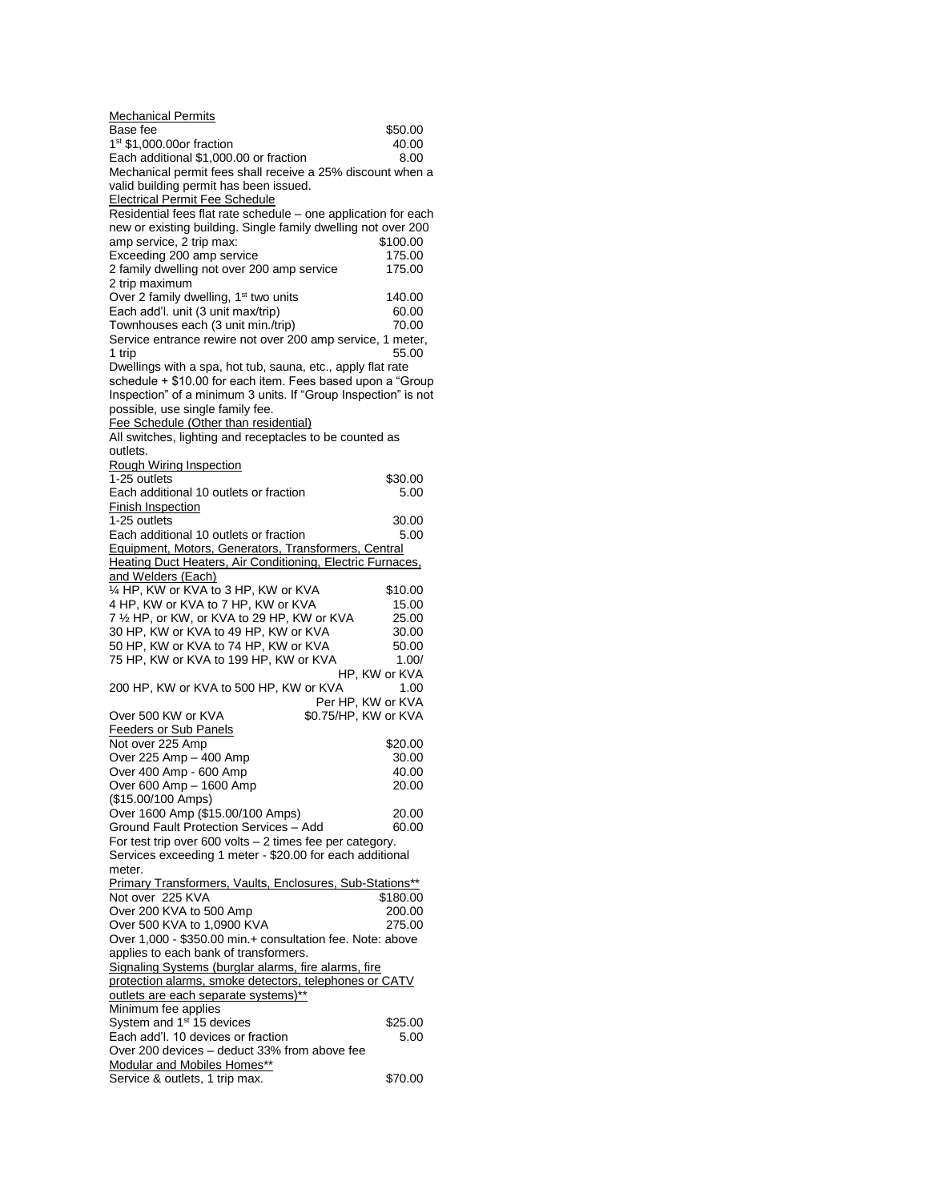Mechanical Permits

| | |
|---|---|
| Base fee | $50.00 |
| 1st $1,000.00or fraction | 40.00 |
| Each additional $1,000.00 or fraction | 8.00 |

Mechanical permit fees shall receive a 25% discount when a valid building permit has been issued.

Electrical Permit Fee Schedule

Residential fees flat rate schedule – one application for each new or existing building. Single family dwelling not over 200 amp service, 2 trip max: $100.00

| | |
|---|---|
| Exceeding 200 amp service | 175.00 |
| 2 family dwelling not over 200 amp service 2 trip maximum | 175.00 |
| Over 2 family dwelling, 1st two units | 140.00 |
| Each add'l. unit (3 unit max/trip) | 60.00 |
| Townhouses each (3 unit min./trip) | 70.00 |
| Service entrance rewire not over 200 amp service, 1 meter, 1 trip | 55.00 |

Dwellings with a spa, hot tub, sauna, etc., apply flat rate schedule + $10.00 for each item. Fees based upon a "Group Inspection" of a minimum 3 units. If "Group Inspection" is not possible, use single family fee.

Fee Schedule (Other than residential)

All switches, lighting and receptacles to be counted as outlets.

Rough Wiring Inspection

| | |
|---|---|
| 1-25 outlets | $30.00 |
| Each additional 10 outlets or fraction | 5.00 |

Finish Inspection

| | |
|---|---|
| 1-25 outlets | 30.00 |
| Each additional 10 outlets or fraction | 5.00 |

Equipment, Motors, Generators, Transformers, Central Heating Duct Heaters, Air Conditioning, Electric Furnaces, and Welders (Each)

| | |
|---|---|
| ¼ HP, KW or KVA to 3 HP, KW or KVA | $10.00 |
| 4 HP, KW or KVA to 7 HP, KW or KVA | 15.00 |
| 7 ½ HP, or KW, or KVA to 29 HP, KW or KVA | 25.00 |
| 30 HP, KW or KVA to 49 HP, KW or KVA | 30.00 |
| 50 HP, KW or KVA to 74 HP, KW or KVA | 50.00 |
| 75 HP, KW or KVA to 199 HP, KW or KVA | 1.00/ HP, KW or KVA |
| 200 HP, KW or KVA to 500 HP, KW or KVA | 1.00 Per HP, KW or KVA |
| Over 500 KW or KVA | $0.75/HP, KW or KVA |

Feeders or Sub Panels

| | |
|---|---|
| Not over 225 Amp | $20.00 |
| Over 225 Amp – 400 Amp | 30.00 |
| Over 400 Amp - 600 Amp | 40.00 |
| Over 600 Amp – 1600 Amp ($15.00/100 Amps) | 20.00 |
| Over 1600 Amp ($15.00/100 Amps) | 20.00 |
| Ground Fault Protection Services – Add | 60.00 |

For test trip over 600 volts – 2 times fee per category.

Services exceeding 1 meter - $20.00 for each additional meter.

Primary Transformers, Vaults, Enclosures, Sub-Stations**

| | |
|---|---|
| Not over 225 KVA | $180.00 |
| Over 200 KVA to 500 Amp | 200.00 |
| Over 500 KVA to 1,0900 KVA | 275.00 |

Over 1,000 - $350.00 min.+ consultation fee. Note: above applies to each bank of transformers.

Signaling Systems (burglar alarms, fire alarms, fire protection alarms, smoke detectors, telephones or CATV outlets are each separate systems)**

Minimum fee applies

| | |
|---|---|
| System and 1st 15 devices | $25.00 |
| Each add'l. 10 devices or fraction | 5.00 |

Over 200 devices – deduct 33% from above fee

Modular and Mobiles Homes**

| | |
|---|---|
| Service & outlets, 1 trip max. | $70.00 |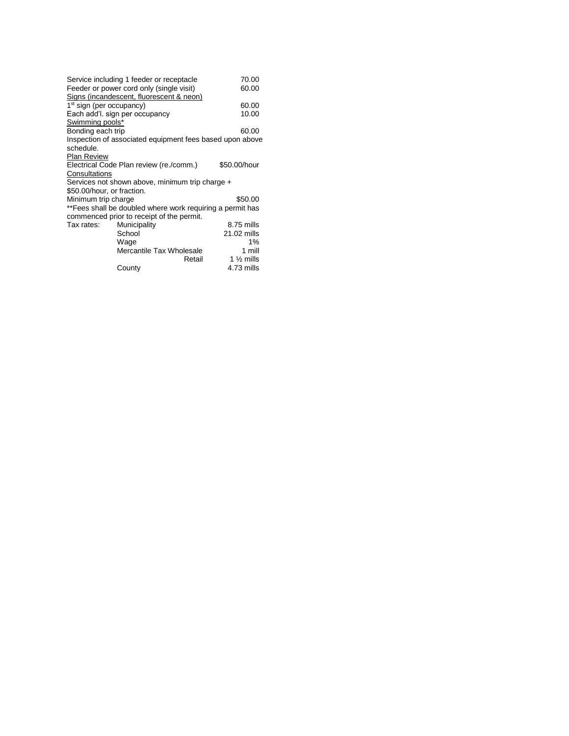| | |
|---|---|
| Service including 1 feeder or receptacle | 70.00 |
| Feeder or power cord only (single visit) | 60.00 |

<u>Signs (incandescent, fluorescent & neon)</u>

| | |
|---|---|
| 1st sign (per occupancy) | 60.00 |
| Each add'l. sign per occupancy | 10.00 |

<u>Swimming pools*</u>

| | |
|---|---|
| Bonding each trip | 60.00 |

Inspection of associated equipment fees based upon above schedule.

<u>Plan Review</u>

| | |
|---|---|
| Electrical Code Plan review (re./comm.) | $50.00/hour |

<u>Consultations</u>

Services not shown above, minimum trip charge + $50.00/hour, or fraction.

| | |
|---|---|
| Minimum trip charge | $50.00 |

**Fees shall be doubled where work requiring a permit has commenced prior to receipt of the permit.

| | | |
|---|---|---|
| Tax rates: | Municipality | 8.75 mills |
| | School | 21.02 mills |
| | Wage | 1% |
| | Mercantile Tax Wholesale | 1 mill |
| | Retail | 1 ½ mills |
| | County | 4.73 mills |